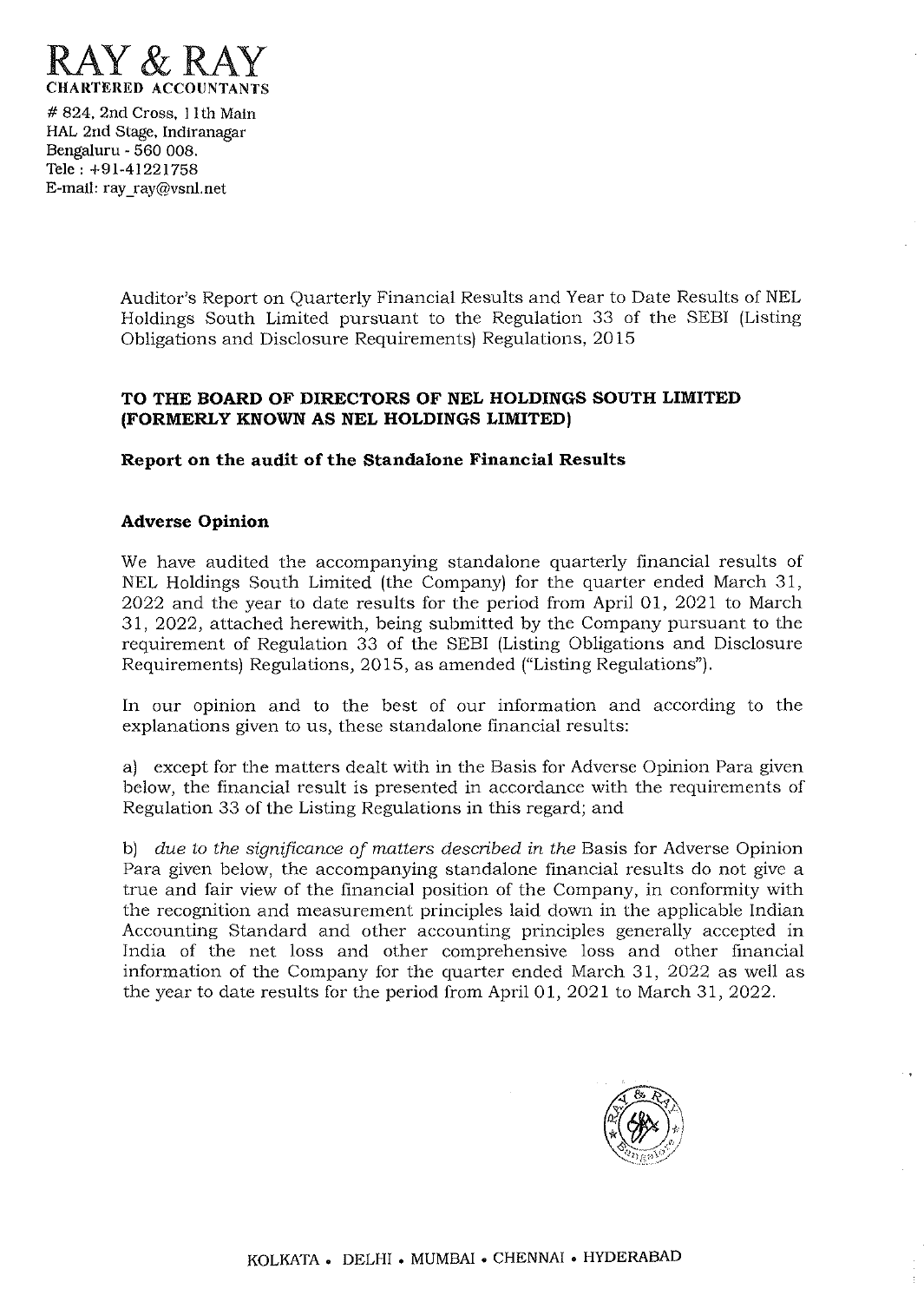# RAY & RAY

**CHARTERED ACCOUNTANTS**

# 824, 2nd Cross, 11th Main
HAL 2nd Stage, Indiranagar
Bengaluru - 560 008.
Tele : +91-41221758
E-mail: ray_ray@vsnl.net

Auditor's Report on Quarterly Financial Results and Year to Date Results of NEL Holdings South Limited pursuant to the Regulation 33 of the SEBI (Listing Obligations and Disclosure Requirements) Regulations, 2015

**TO THE BOARD OF DIRECTORS OF NEL HOLDINGS SOUTH LIMITED (FORMERLY KNOWN AS NEL HOLDINGS LIMITED)**

**Report on the audit of the Standalone Financial Results**

## Adverse Opinion

We have audited the accompanying standalone quarterly financial results of NEL Holdings South Limited (the Company) for the quarter ended March 31, 2022 and the year to date results for the period from April 01, 2021 to March 31, 2022, attached herewith, being submitted by the Company pursuant to the requirement of Regulation 33 of the SEBI (Listing Obligations and Disclosure Requirements) Regulations, 2015, as amended ("Listing Regulations").

In our opinion and to the best of our information and according to the explanations given to us, these standalone financial results:

a) except for the matters dealt with in the Basis for Adverse Opinion Para given below, the financial result is presented in accordance with the requirements of Regulation 33 of the Listing Regulations in this regard; and

b) *due to the significance of matters described in the* Basis for Adverse Opinion Para given below, the accompanying standalone financial results do not give a true and fair view of the financial position of the Company, in conformity with the recognition and measurement principles laid down in the applicable Indian Accounting Standard and other accounting principles generally accepted in India of the net loss and other comprehensive loss and other financial information of the Company for the quarter ended March 31, 2022 as well as the year to date results for the period from April 01, 2021 to March 31, 2022.

KOLKATA • DELHI • MUMBAI • CHENNAI • HYDERABAD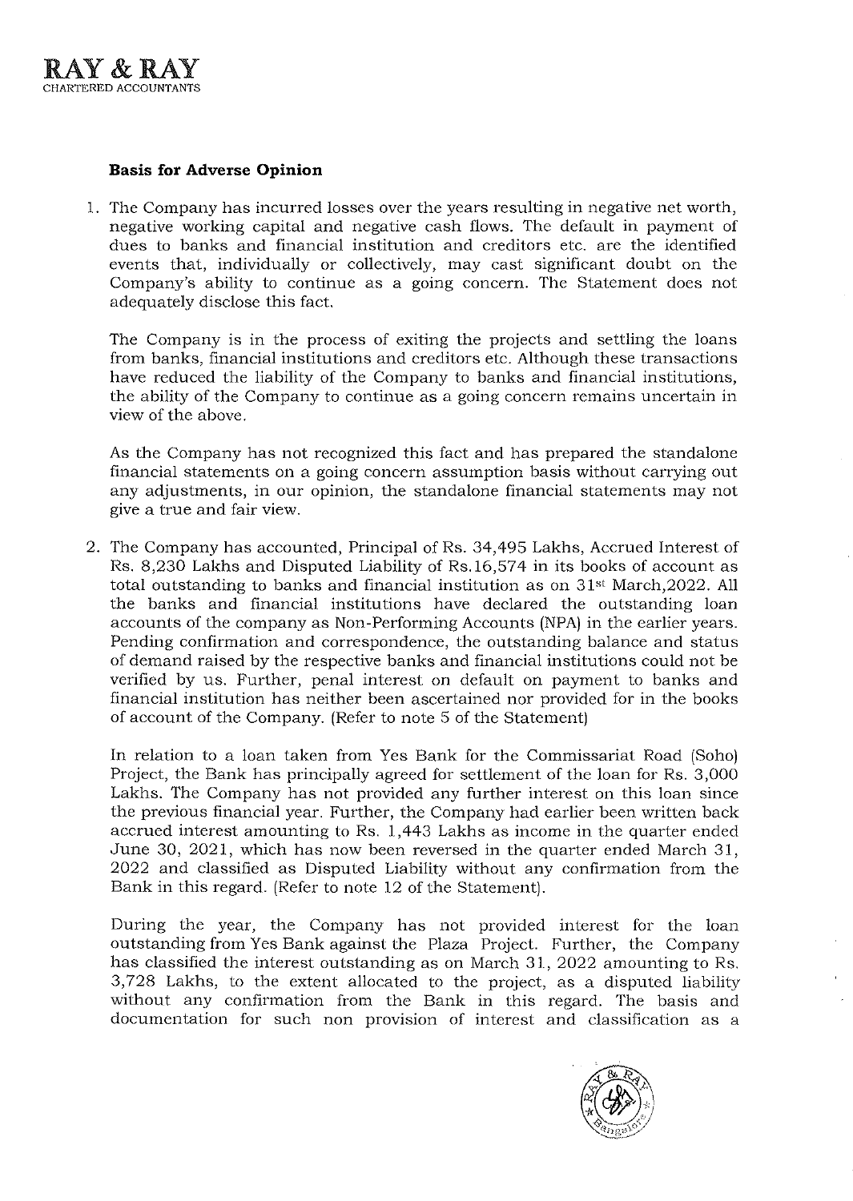### Basis for Adverse Opinion

1. The Company has incurred losses over the years resulting in negative net worth, negative working capital and negative cash flows. The default in payment of dues to banks and financial institution and creditors etc. are the identified events that, individually or collectively, may cast significant doubt on the Company's ability to continue as a going concern. The Statement does not adequately disclose this fact.

   The Company is in the process of exiting the projects and settling the loans from banks, financial institutions and creditors etc. Although these transactions have reduced the liability of the Company to banks and financial institutions, the ability of the Company to continue as a going concern remains uncertain in view of the above.

   As the Company has not recognized this fact and has prepared the standalone financial statements on a going concern assumption basis without carrying out any adjustments, in our opinion, the standalone financial statements may not give a true and fair view.

2. The Company has accounted, Principal of Rs. 34,495 Lakhs, Accrued Interest of Rs. 8,230 Lakhs and Disputed Liability of Rs.16,574 in its books of account as total outstanding to banks and financial institution as on 31st March,2022. All the banks and financial institutions have declared the outstanding loan accounts of the company as Non-Performing Accounts (NPA) in the earlier years. Pending confirmation and correspondence, the outstanding balance and status of demand raised by the respective banks and financial institutions could not be verified by us. Further, penal interest on default on payment to banks and financial institution has neither been ascertained nor provided for in the books of account of the Company. (Refer to note 5 of the Statement)

   In relation to a loan taken from Yes Bank for the Commissariat Road (Soho) Project, the Bank has principally agreed for settlement of the loan for Rs. 3,000 Lakhs. The Company has not provided any further interest on this loan since the previous financial year. Further, the Company had earlier been written back accrued interest amounting to Rs. 1,443 Lakhs as income in the quarter ended June 30, 2021, which has now been reversed in the quarter ended March 31, 2022 and classified as Disputed Liability without any confirmation from the Bank in this regard. (Refer to note 12 of the Statement).

   During the year, the Company has not provided interest for the loan outstanding from Yes Bank against the Plaza Project. Further, the Company has classified the interest outstanding as on March 31, 2022 amounting to Rs. 3,728 Lakhs, to the extent allocated to the project, as a disputed liability without any confirmation from the Bank in this regard. The basis and documentation for such non provision of interest and classification as a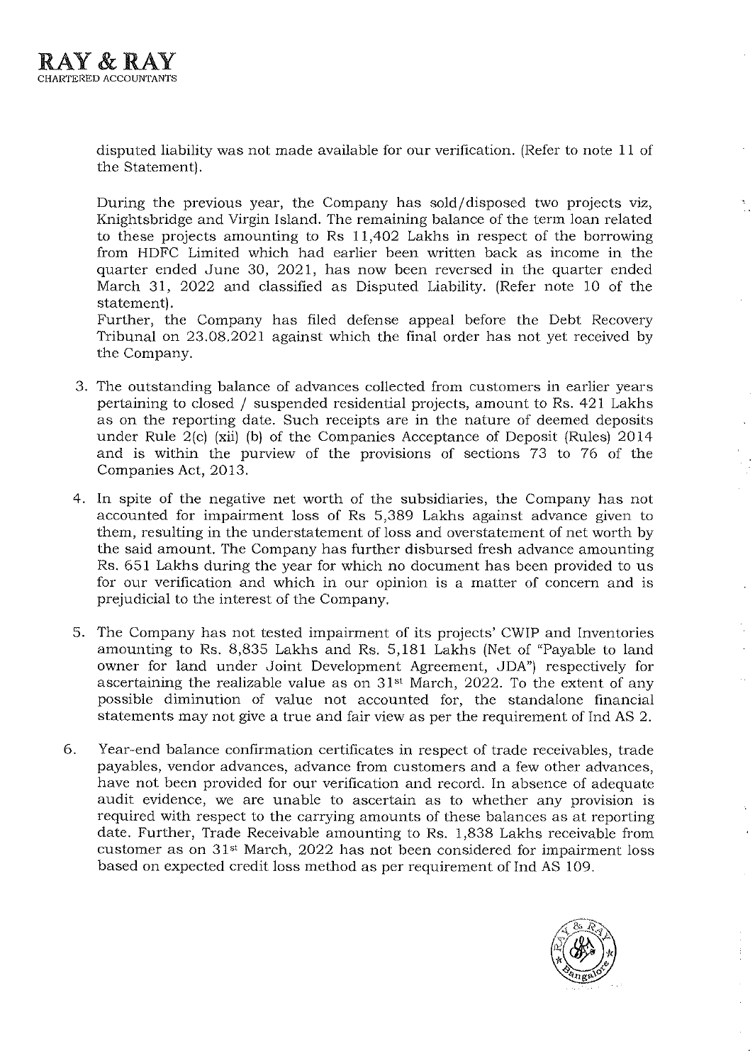disputed liability was not made available for our verification. (Refer to note 11 of the Statement).

During the previous year, the Company has sold/disposed two projects viz, Knightsbridge and Virgin Island. The remaining balance of the term loan related to these projects amounting to Rs 11,402 Lakhs in respect of the borrowing from HDFC Limited which had earlier been written back as income in the quarter ended June 30, 2021, has now been reversed in the quarter ended March 31, 2022 and classified as Disputed Liability. (Refer note 10 of the statement).

Further, the Company has filed defense appeal before the Debt Recovery Tribunal on 23.08.2021 against which the final order has not yet received by the Company.

3. The outstanding balance of advances collected from customers in earlier years pertaining to closed / suspended residential projects, amount to Rs. 421 Lakhs as on the reporting date. Such receipts are in the nature of deemed deposits under Rule 2(c) (xii) (b) of the Companies Acceptance of Deposit (Rules) 2014 and is within the purview of the provisions of sections 73 to 76 of the Companies Act, 2013.

4. In spite of the negative net worth of the subsidiaries, the Company has not accounted for impairment loss of Rs 5,389 Lakhs against advance given to them, resulting in the understatement of loss and overstatement of net worth by the said amount. The Company has further disbursed fresh advance amounting Rs. 651 Lakhs during the year for which no document has been provided to us for our verification and which in our opinion is a matter of concern and is prejudicial to the interest of the Company.

5. The Company has not tested impairment of its projects' CWIP and Inventories amounting to Rs. 8,835 Lakhs and Rs. 5,181 Lakhs (Net of "Payable to land owner for land under Joint Development Agreement, JDA") respectively for ascertaining the realizable value as on 31st March, 2022. To the extent of any possible diminution of value not accounted for, the standalone financial statements may not give a true and fair view as per the requirement of Ind AS 2.

6. Year-end balance confirmation certificates in respect of trade receivables, trade payables, vendor advances, advance from customers and a few other advances, have not been provided for our verification and record. In absence of adequate audit evidence, we are unable to ascertain as to whether any provision is required with respect to the carrying amounts of these balances as at reporting date. Further, Trade Receivable amounting to Rs. 1,838 Lakhs receivable from customer as on 31st March, 2022 has not been considered for impairment loss based on expected credit loss method as per requirement of Ind AS 109.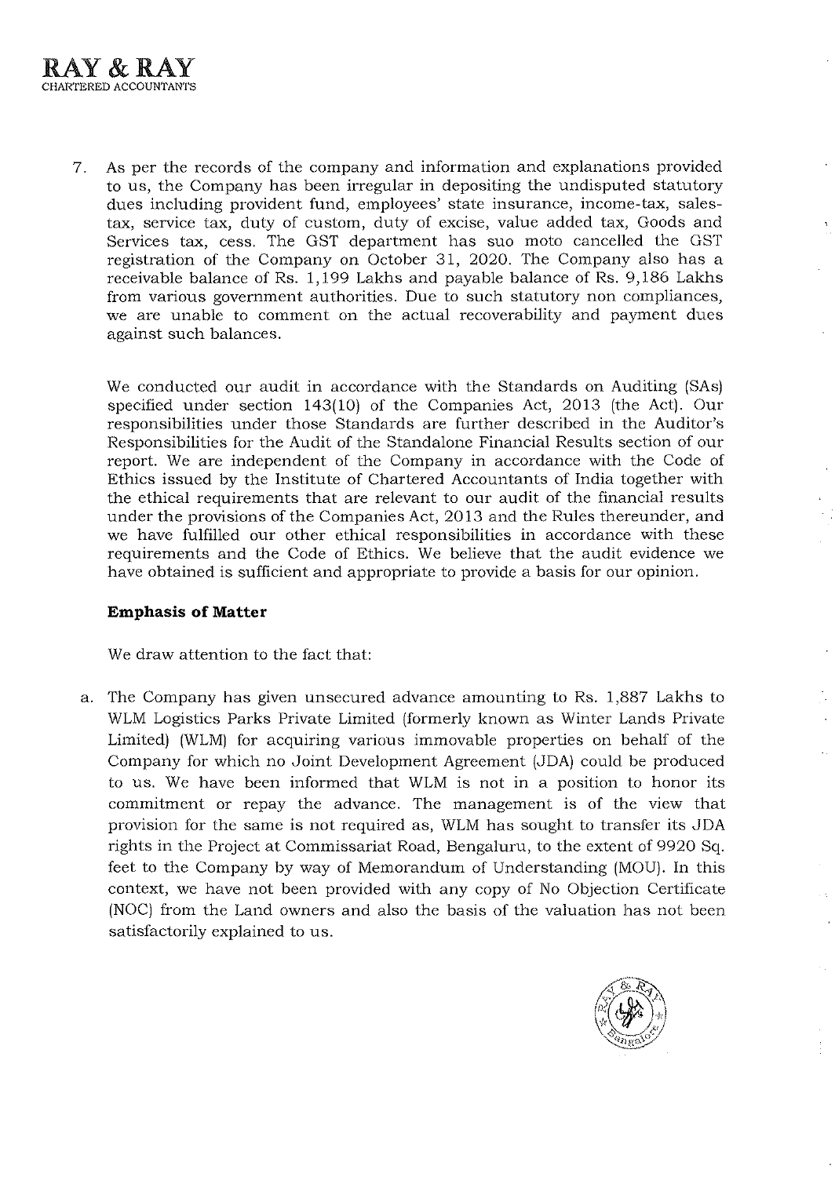7. As per the records of the company and information and explanations provided to us, the Company has been irregular in depositing the undisputed statutory dues including provident fund, employees' state insurance, income-tax, sales-tax, service tax, duty of custom, duty of excise, value added tax, Goods and Services tax, cess. The GST department has suo moto cancelled the GST registration of the Company on October 31, 2020. The Company also has a receivable balance of Rs. 1,199 Lakhs and payable balance of Rs. 9,186 Lakhs from various government authorities. Due to such statutory non compliances, we are unable to comment on the actual recoverability and payment dues against such balances.

We conducted our audit in accordance with the Standards on Auditing (SAs) specified under section 143(10) of the Companies Act, 2013 (the Act). Our responsibilities under those Standards are further described in the Auditor's Responsibilities for the Audit of the Standalone Financial Results section of our report. We are independent of the Company in accordance with the Code of Ethics issued by the Institute of Chartered Accountants of India together with the ethical requirements that are relevant to our audit of the financial results under the provisions of the Companies Act, 2013 and the Rules thereunder, and we have fulfilled our other ethical responsibilities in accordance with these requirements and the Code of Ethics. We believe that the audit evidence we have obtained is sufficient and appropriate to provide a basis for our opinion.

**Emphasis of Matter**

We draw attention to the fact that:

a. The Company has given unsecured advance amounting to Rs. 1,887 Lakhs to WLM Logistics Parks Private Limited (formerly known as Winter Lands Private Limited) (WLM) for acquiring various immovable properties on behalf of the Company for which no Joint Development Agreement (JDA) could be produced to us. We have been informed that WLM is not in a position to honor its commitment or repay the advance. The management is of the view that provision for the same is not required as, WLM has sought to transfer its JDA rights in the Project at Commissariat Road, Bengaluru, to the extent of 9920 Sq. feet to the Company by way of Memorandum of Understanding (MOU). In this context, we have not been provided with any copy of No Objection Certificate (NOC) from the Land owners and also the basis of the valuation has not been satisfactorily explained to us.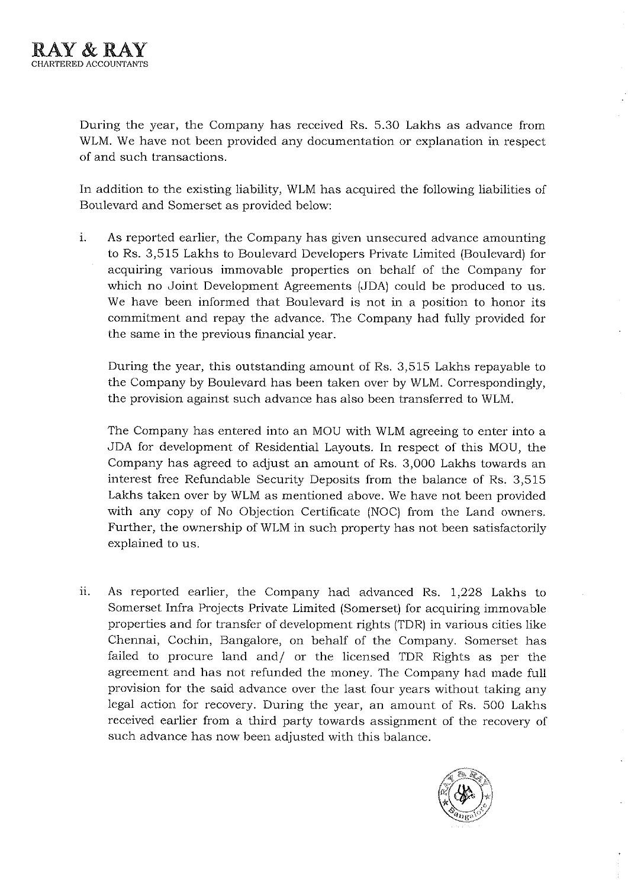During the year, the Company has received Rs. 5.30 Lakhs as advance from WLM. We have not been provided any documentation or explanation in respect of and such transactions.

In addition to the existing liability, WLM has acquired the following liabilities of Boulevard and Somerset as provided below:

i. As reported earlier, the Company has given unsecured advance amounting to Rs. 3,515 Lakhs to Boulevard Developers Private Limited (Boulevard) for acquiring various immovable properties on behalf of the Company for which no Joint Development Agreements (JDA) could be produced to us. We have been informed that Boulevard is not in a position to honor its commitment and repay the advance. The Company had fully provided for the same in the previous financial year.

   During the year, this outstanding amount of Rs. 3,515 Lakhs repayable to the Company by Boulevard has been taken over by WLM. Correspondingly, the provision against such advance has also been transferred to WLM.

   The Company has entered into an MOU with WLM agreeing to enter into a JDA for development of Residential Layouts. In respect of this MOU, the Company has agreed to adjust an amount of Rs. 3,000 Lakhs towards an interest free Refundable Security Deposits from the balance of Rs. 3,515 Lakhs taken over by WLM as mentioned above. We have not been provided with any copy of No Objection Certificate (NOC) from the Land owners. Further, the ownership of WLM in such property has not been satisfactorily explained to us.

ii. As reported earlier, the Company had advanced Rs. 1,228 Lakhs to Somerset Infra Projects Private Limited (Somerset) for acquiring immovable properties and for transfer of development rights (TDR) in various cities like Chennai, Cochin, Bangalore, on behalf of the Company. Somerset has failed to procure land and/ or the licensed TDR Rights as per the agreement and has not refunded the money. The Company had made full provision for the said advance over the last four years without taking any legal action for recovery. During the year, an amount of Rs. 500 Lakhs received earlier from a third party towards assignment of the recovery of such advance has now been adjusted with this balance.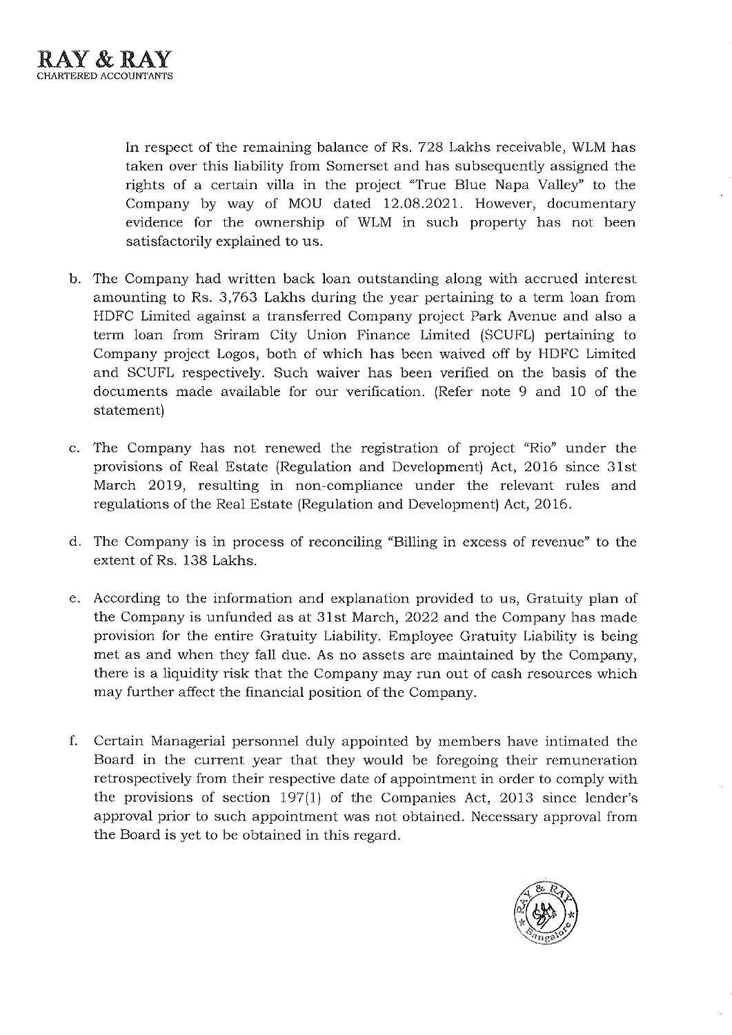In respect of the remaining balance of Rs. 728 Lakhs receivable, WLM has taken over this liability from Somerset and has subsequently assigned the rights of a certain villa in the project "True Blue Napa Valley" to the Company by way of MOU dated 12.08.2021. However, documentary evidence for the ownership of WLM in such property has not been satisfactorily explained to us.

b. The Company had written back loan outstanding along with accrued interest amounting to Rs. 3,763 Lakhs during the year pertaining to a term loan from HDFC Limited against a transferred Company project Park Avenue and also a term loan from Sriram City Union Finance Limited (SCUFL) pertaining to Company project Logos, both of which has been waived off by HDFC Limited and SCUFL respectively. Such waiver has been verified on the basis of the documents made available for our verification. (Refer note 9 and 10 of the statement)

c. The Company has not renewed the registration of project "Rio" under the provisions of Real Estate (Regulation and Development) Act, 2016 since 31st March 2019, resulting in non-compliance under the relevant rules and regulations of the Real Estate (Regulation and Development) Act, 2016.

d. The Company is in process of reconciling "Billing in excess of revenue" to the extent of Rs. 138 Lakhs.

e. According to the information and explanation provided to us, Gratuity plan of the Company is unfunded as at 31st March, 2022 and the Company has made provision for the entire Gratuity Liability. Employee Gratuity Liability is being met as and when they fall due. As no assets are maintained by the Company, there is a liquidity risk that the Company may run out of cash resources which may further affect the financial position of the Company.

f. Certain Managerial personnel duly appointed by members have intimated the Board in the current year that they would be foregoing their remuneration retrospectively from their respective date of appointment in order to comply with the provisions of section 197(1) of the Companies Act, 2013 since lender's approval prior to such appointment was not obtained. Necessary approval from the Board is yet to be obtained in this regard.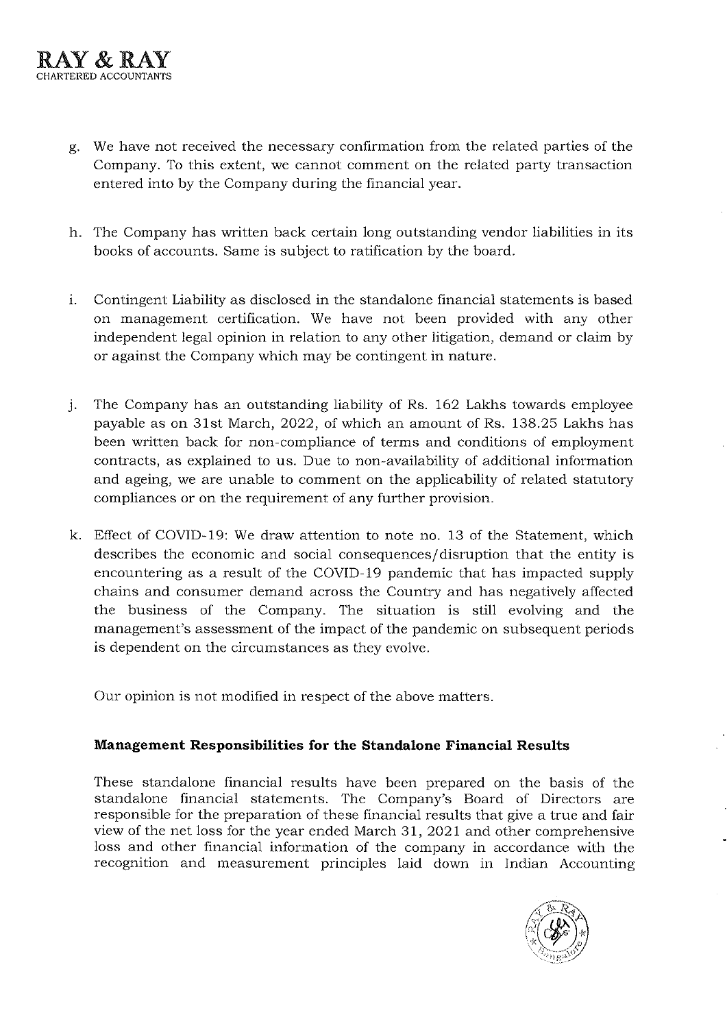g. We have not received the necessary confirmation from the related parties of the Company. To this extent, we cannot comment on the related party transaction entered into by the Company during the financial year.

h. The Company has written back certain long outstanding vendor liabilities in its books of accounts. Same is subject to ratification by the board.

i. Contingent Liability as disclosed in the standalone financial statements is based on management certification. We have not been provided with any other independent legal opinion in relation to any other litigation, demand or claim by or against the Company which may be contingent in nature.

j. The Company has an outstanding liability of Rs. 162 Lakhs towards employee payable as on 31st March, 2022, of which an amount of Rs. 138.25 Lakhs has been written back for non-compliance of terms and conditions of employment contracts, as explained to us. Due to non-availability of additional information and ageing, we are unable to comment on the applicability of related statutory compliances or on the requirement of any further provision.

k. Effect of COVID-19: We draw attention to note no. 13 of the Statement, which describes the economic and social consequences/disruption that the entity is encountering as a result of the COVID-19 pandemic that has impacted supply chains and consumer demand across the Country and has negatively affected the business of the Company. The situation is still evolving and the management's assessment of the impact of the pandemic on subsequent periods is dependent on the circumstances as they evolve.

Our opinion is not modified in respect of the above matters.

**Management Responsibilities for the Standalone Financial Results**

These standalone financial results have been prepared on the basis of the standalone financial statements. The Company's Board of Directors are responsible for the preparation of these financial results that give a true and fair view of the net loss for the year ended March 31, 2021 and other comprehensive loss and other financial information of the company in accordance with the recognition and measurement principles laid down in Indian Accounting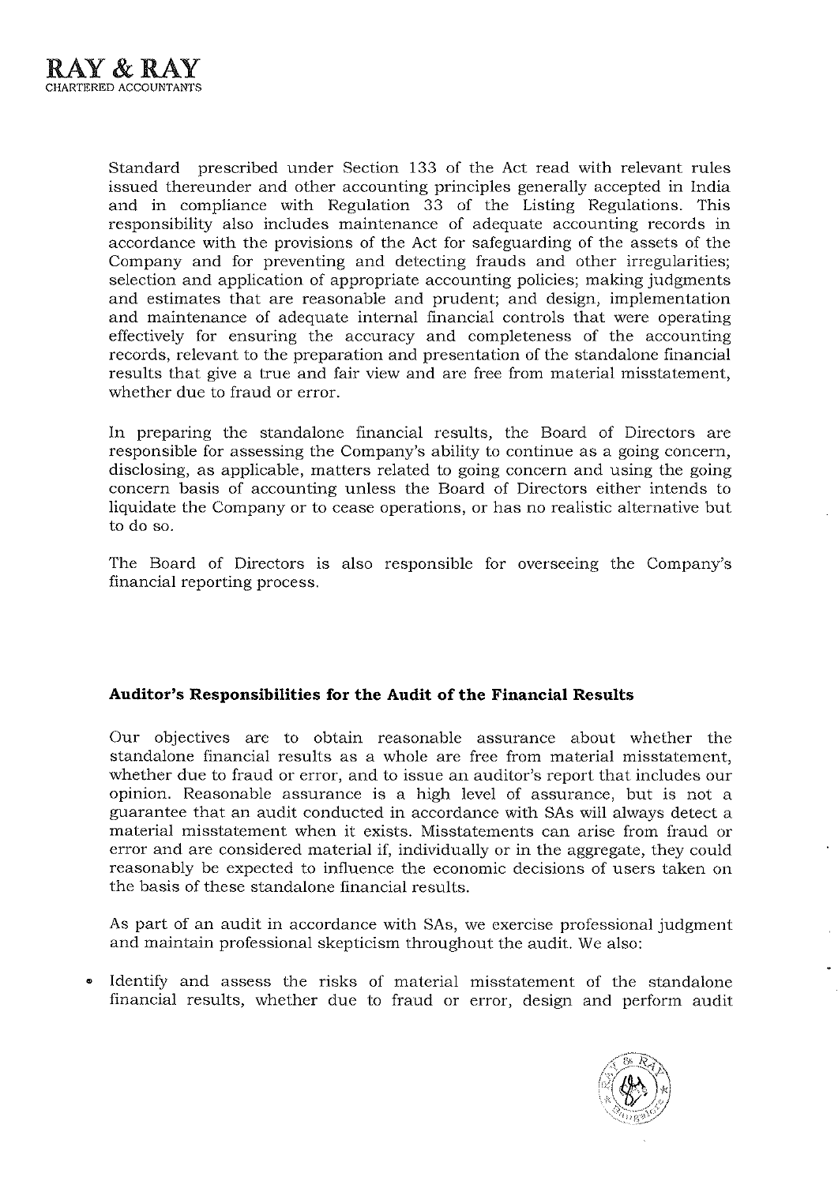Standard prescribed under Section 133 of the Act read with relevant rules issued thereunder and other accounting principles generally accepted in India and in compliance with Regulation 33 of the Listing Regulations. This responsibility also includes maintenance of adequate accounting records in accordance with the provisions of the Act for safeguarding of the assets of the Company and for preventing and detecting frauds and other irregularities; selection and application of appropriate accounting policies; making judgments and estimates that are reasonable and prudent; and design, implementation and maintenance of adequate internal financial controls that were operating effectively for ensuring the accuracy and completeness of the accounting records, relevant to the preparation and presentation of the standalone financial results that give a true and fair view and are free from material misstatement, whether due to fraud or error.

In preparing the standalone financial results, the Board of Directors are responsible for assessing the Company's ability to continue as a going concern, disclosing, as applicable, matters related to going concern and using the going concern basis of accounting unless the Board of Directors either intends to liquidate the Company or to cease operations, or has no realistic alternative but to do so.

The Board of Directors is also responsible for overseeing the Company's financial reporting process.

**Auditor's Responsibilities for the Audit of the Financial Results**

Our objectives are to obtain reasonable assurance about whether the standalone financial results as a whole are free from material misstatement, whether due to fraud or error, and to issue an auditor's report that includes our opinion. Reasonable assurance is a high level of assurance, but is not a guarantee that an audit conducted in accordance with SAs will always detect a material misstatement when it exists. Misstatements can arise from fraud or error and are considered material if, individually or in the aggregate, they could reasonably be expected to influence the economic decisions of users taken on the basis of these standalone financial results.

As part of an audit in accordance with SAs, we exercise professional judgment and maintain professional skepticism throughout the audit. We also:

- Identify and assess the risks of material misstatement of the standalone financial results, whether due to fraud or error, design and perform audit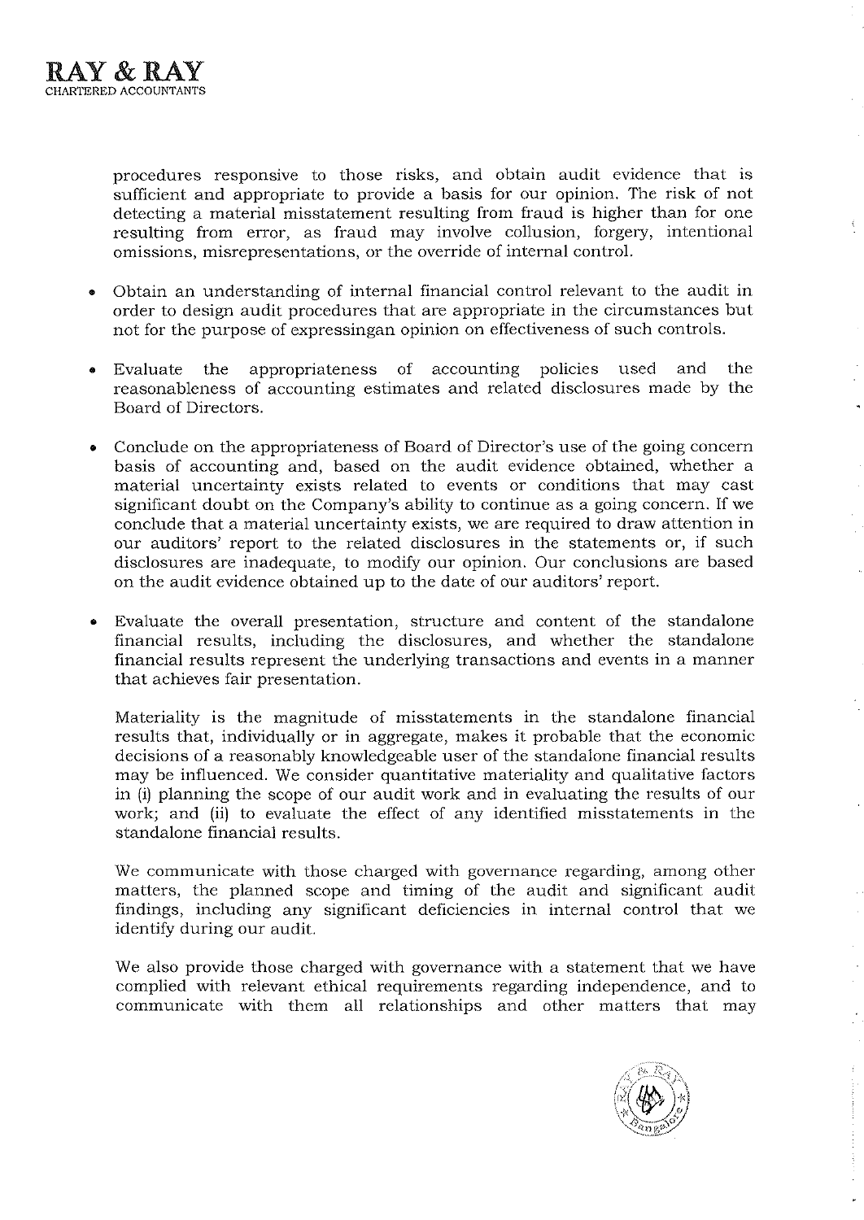procedures responsive to those risks, and obtain audit evidence that is sufficient and appropriate to provide a basis for our opinion. The risk of not detecting a material misstatement resulting from fraud is higher than for one resulting from error, as fraud may involve collusion, forgery, intentional omissions, misrepresentations, or the override of internal control.

- Obtain an understanding of internal financial control relevant to the audit in order to design audit procedures that are appropriate in the circumstances but not for the purpose of expressingan opinion on effectiveness of such controls.

- Evaluate the appropriateness of accounting policies used and the reasonableness of accounting estimates and related disclosures made by the Board of Directors.

- Conclude on the appropriateness of Board of Director's use of the going concern basis of accounting and, based on the audit evidence obtained, whether a material uncertainty exists related to events or conditions that may cast significant doubt on the Company's ability to continue as a going concern. If we conclude that a material uncertainty exists, we are required to draw attention in our auditors' report to the related disclosures in the statements or, if such disclosures are inadequate, to modify our opinion. Our conclusions are based on the audit evidence obtained up to the date of our auditors' report.

- Evaluate the overall presentation, structure and content of the standalone financial results, including the disclosures, and whether the standalone financial results represent the underlying transactions and events in a manner that achieves fair presentation.

Materiality is the magnitude of misstatements in the standalone financial results that, individually or in aggregate, makes it probable that the economic decisions of a reasonably knowledgeable user of the standalone financial results may be influenced. We consider quantitative materiality and qualitative factors in (i) planning the scope of our audit work and in evaluating the results of our work; and (ii) to evaluate the effect of any identified misstatements in the standalone financial results.

We communicate with those charged with governance regarding, among other matters, the planned scope and timing of the audit and significant audit findings, including any significant deficiencies in internal control that we identify during our audit.

We also provide those charged with governance with a statement that we have complied with relevant ethical requirements regarding independence, and to communicate with them all relationships and other matters that may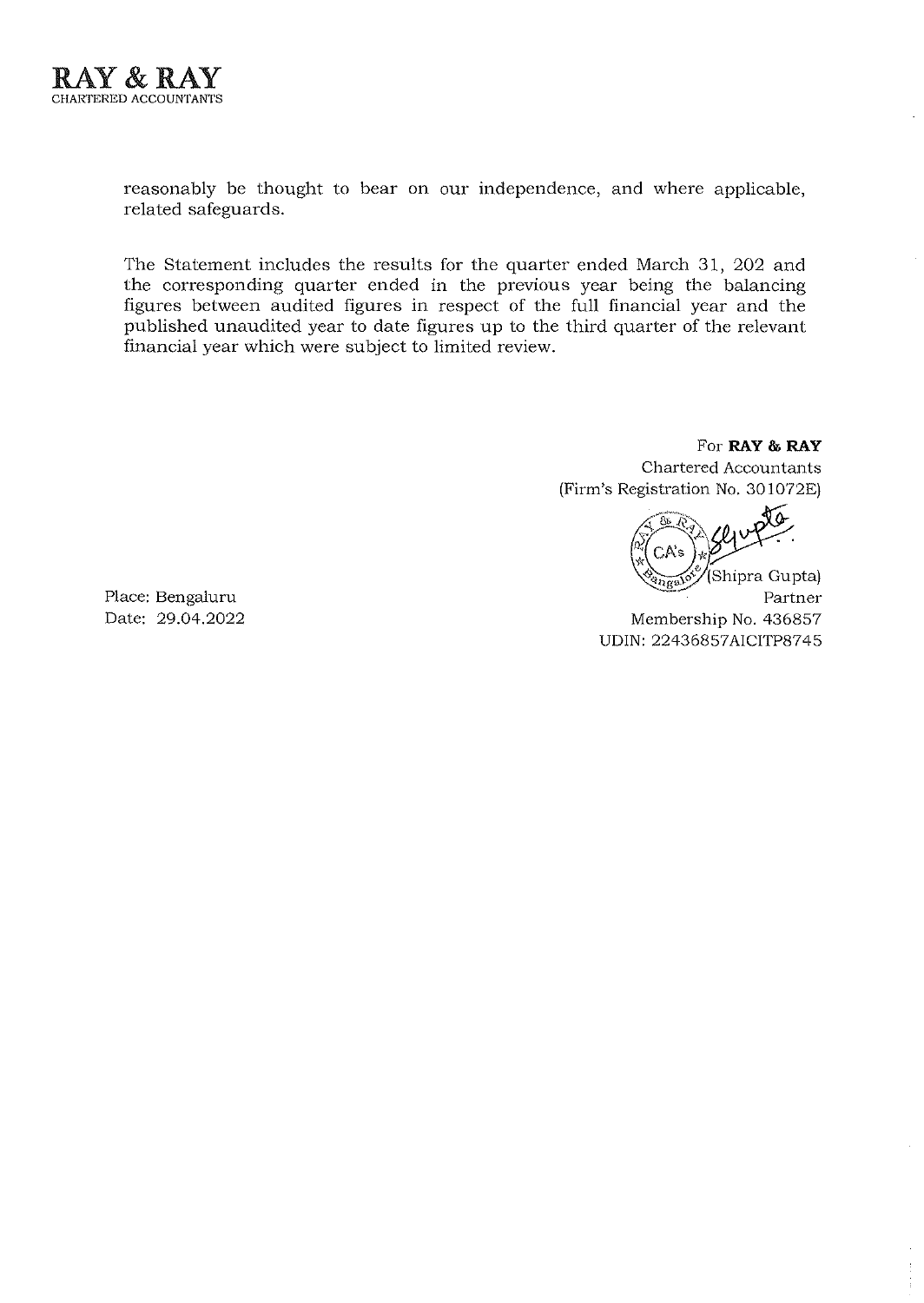reasonably be thought to bear on our independence, and where applicable, related safeguards.

The Statement includes the results for the quarter ended March 31, 202 and the corresponding quarter ended in the previous year being the balancing figures between audited figures in respect of the full financial year and the published unaudited year to date figures up to the third quarter of the relevant financial year which were subject to limited review.

For **RAY & RAY**
Chartered Accountants
(Firm's Registration No. 301072E)

(Shipra Gupta)
Partner
Membership No. 436857
UDIN: 22436857AICITP8745

Place: Bengaluru
Date: 29.04.2022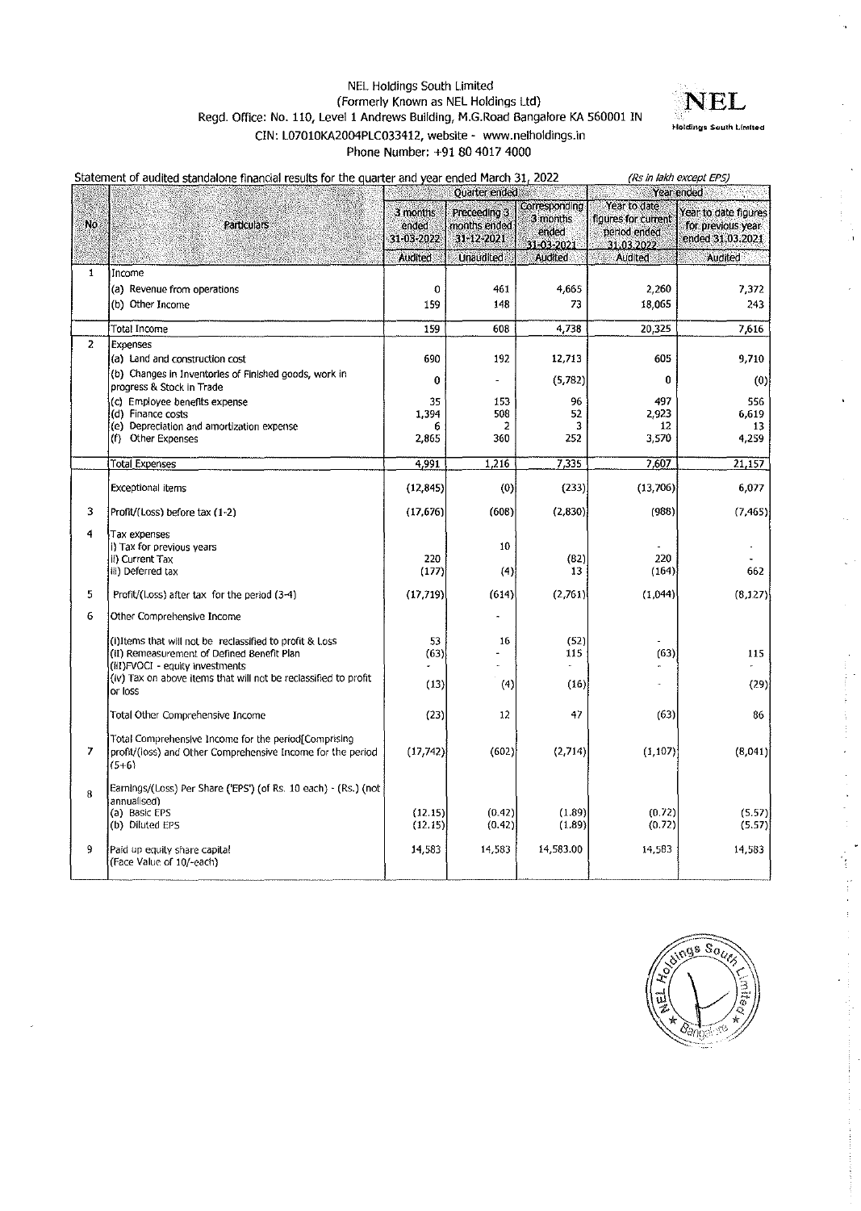NEL Holdings South Limited
(Formerly Known as NEL Holdings Ltd)
Regd. Office: No. 110, Level 1 Andrews Building, M.G.Road Bangalore KA 560001 IN
CIN: L07010KA2004PLC033412, website - www.nelholdings.in
Phone Number: +91 80 4017 4000

NEL
Holdings South Limited

Statement of audited standalone financial results for the quarter and year ended March 31, 2022 *(Rs in lakh except EPS)*

| No | Particulars | Quarter ended | | | Year ended | |
|---|---|---|---|---|---|---|
| | | 3 months ended 31-03-2022 | Preceeding 3 months ended 31-12-2021 | Corresponding 3 months ended 31-03-2021 | Year to date figures for current period ended 31.03.2022 | Year to date figures for previous year ended 31.03.2021 |
| | | Audited | Unaudited | Audited | Audited | Audited |
| 1 | Income | | | | | |
| | (a) Revenue from operations | 0 | 461 | 4,665 | 2,260 | 7,372 |
| | (b) Other Income | 159 | 148 | 73 | 18,065 | 243 |
| | Total Income | 159 | 608 | 4,738 | 20,325 | 7,616 |
| 2 | Expenses | | | | | |
| | (a) Land and construction cost | 690 | 192 | 12,713 | 605 | 9,710 |
| | (b) Changes in Inventories of Finished goods, work in progress & Stock in Trade | 0 | - | (5,782) | 0 | (0) |
| | (c) Employee benefits expense | 35 | 153 | 96 | 497 | 556 |
| | (d) Finance costs | 1,394 | 508 | 52 | 2,923 | 6,619 |
| | (e) Depreciation and amortization expense | 6 | 2 | 3 | 12 | 13 |
| | (f) Other Expenses | 2,865 | 360 | 252 | 3,570 | 4,259 |
| | Total Expenses | 4,991 | 1,216 | 7,335 | 7,607 | 21,157 |
| | Exceptional items | (12,845) | (0) | (233) | (13,706) | 6,077 |
| 3 | Profit/(Loss) before tax (1-2) | (17,676) | (608) | (2,830) | (988) | (7,465) |
| 4 | Tax expenses | | | | | |
| | i) Tax for previous years | | 10 | | - | - |
| | ii) Current Tax | 220 | | (82) | 220 | - |
| | iii) Deferred tax | (177) | (4) | 13 | (164) | 662 |
| 5 | Profit/(Loss) after tax for the period (3-4) | (17,719) | (614) | (2,761) | (1,044) | (8,127) |
| 6 | Other Comprehensive Income | | - | | | |
| | (i)Items that will not be reclassified to profit & Loss | 53 | 16 | (52) | - | |
| | (ii) Remeasurement of Defined Benefit Plan | (63) | - | 115 | (63) | 115 |
| | (iii)FVOCI - equity investments | - | - | - | - | - |
| | (iv) Tax on above items that will not be reclassified to profit or loss | (13) | (4) | (16) | - | (29) |
| | Total Other Comprehensive Income | (23) | 12 | 47 | (63) | 86 |
| 7 | Total Comprehensive Income for the period[Comprising profit/(loss) and Other Comprehensive Income for the period (5+6) | (17,742) | (602) | (2,714) | (1,107) | (8,041) |
| 8 | Earnings/(Loss) Per Share ('EPS') (of Rs. 10 each) - (Rs.) (not annualised) | | | | | |
| | (a) Basic EPS | (12.15) | (0.42) | (1.89) | (0.72) | (5.57) |
| | (b) Diluted EPS | (12.15) | (0.42) | (1.89) | (0.72) | (5.57) |
| 9 | Paid up equity share capital (Face Value of 10/-each) | 14,583 | 14,583 | 14,583.00 | 14,583 | 14,583 |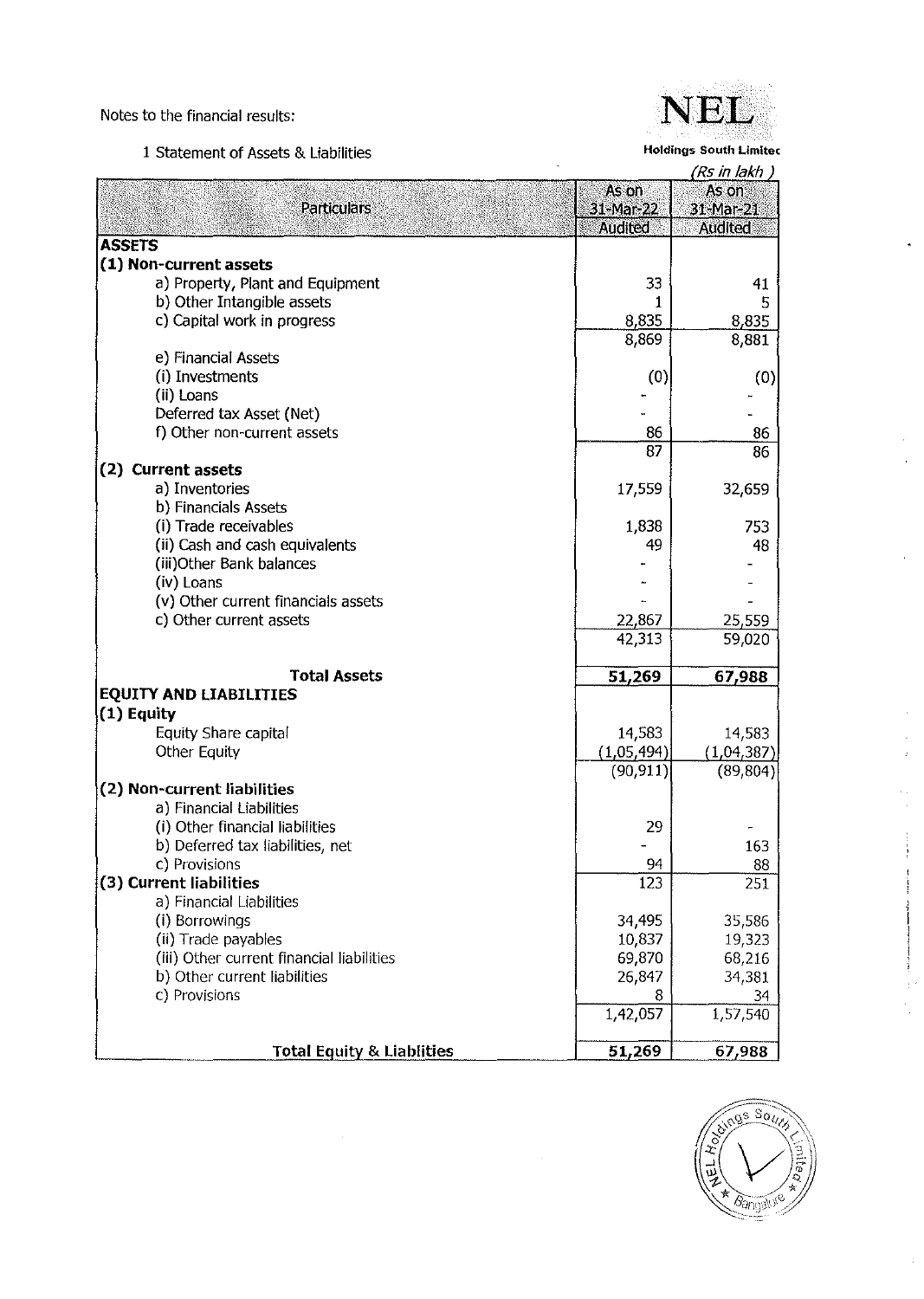Notes to the financial results:

1 Statement of Assets & Liabilities

**NEL Holdings South Limited**

(Rs in lakh )

| Particulars | As on 31-Mar-22 Audited | As on 31-Mar-21 Audited |
|---|---|---|
| **ASSETS** | | |
| **(1) Non-current assets** | | |
| a) Property, Plant and Equipment | 33 | 41 |
| b) Other Intangible assets | 1 | 5 |
| c) Capital work in progress | 8,835 | 8,835 |
| | 8,869 | 8,881 |
| e) Financial Assets | | |
| (i) Investments | (0) | (0) |
| (ii) Loans | - | - |
| Deferred tax Asset (Net) | - | - |
| f) Other non-current assets | 86 | 86 |
| | 87 | 86 |
| **(2) Current assets** | | |
| a) Inventories | 17,559 | 32,659 |
| b) Financials Assets | | |
| (i) Trade receivables | 1,838 | 753 |
| (ii) Cash and cash equivalents | 49 | 48 |
| (iii)Other Bank balances | - | - |
| (iv) Loans | - | - |
| (v) Other current financials assets | - | - |
| c) Other current assets | 22,867 | 25,559 |
| | 42,313 | 59,020 |
| **Total Assets** | **51,269** | **67,988** |
| **EQUITY AND LIABILITIES** | | |
| **(1) Equity** | | |
| Equity Share capital | 14,583 | 14,583 |
| Other Equity | (1,05,494) | (1,04,387) |
| | (90,911) | (89,804) |
| **(2) Non-current liabilities** | | |
| a) Financial Liabilities | | |
| (i) Other financial liabilities | 29 | - |
| b) Deferred tax liabilities, net | - | 163 |
| c) Provisions | 94 | 88 |
| **(3) Current liabilities** | 123 | 251 |
| a) Financial Liabilities | | |
| (i) Borrowings | 34,495 | 35,586 |
| (ii) Trade payables | 10,837 | 19,323 |
| (iii) Other current financial liabilities | 69,870 | 68,216 |
| b) Other current liabilities | 26,847 | 34,381 |
| c) Provisions | 8 | 34 |
| | 1,42,057 | 1,57,540 |
| **Total Equity & Liablities** | **51,269** | **67,988** |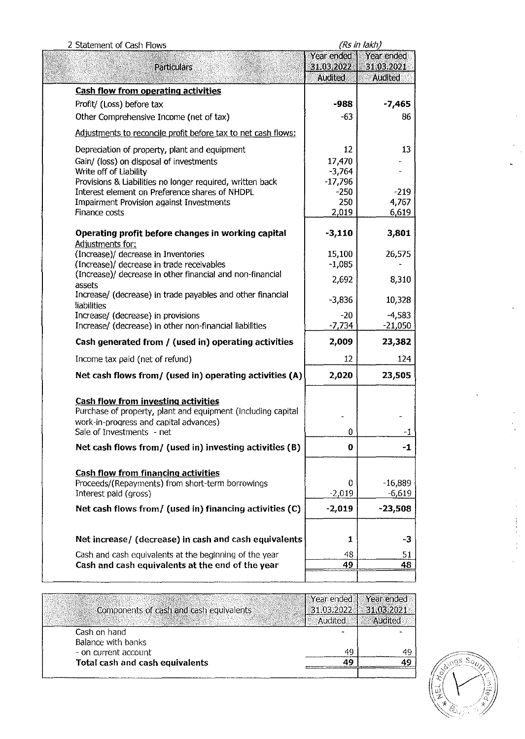2 Statement of Cash Flows *(Rs in lakh)*

| Particulars | Year ended 31.03.2022 Audited | Year ended 31.03.2021 Audited |
|---|---|---|
| **Cash flow from operating activities** | | |
| Profit/ (Loss) before tax | **-988** | **-7,465** |
| Other Comprehensive Income (net of tax) | -63 | 86 |
| Adjustments to reconcile profit before tax to net cash flows: | | |
| Depreciation of property, plant and equipment | 12 | 13 |
| Gain/ (loss) on disposal of investments | 17,470 | - |
| Write off of Liability | -3,764 | - |
| Provisions & Liabilities no longer required, written back | -17,796 | |
| Interest element on Preference shares of NHDPL | -250 | -219 |
| Impairment Provision against Investments | 250 | 4,767 |
| Finance costs | 2,019 | 6,619 |
| **Operating profit before changes in working capital** | **-3,110** | **3,801** |
| Adjustments for: | | |
| (Increase)/ decrease in Inventories | 15,100 | 26,575 |
| (Increase)/ decrease in trade receivables | -1,085 | - |
| (Increase)/ decrease in other financial and non-financial assets | 2,692 | 8,310 |
| Increase/ (decrease) in trade payables and other financial liabilities | -3,836 | 10,328 |
| Increase/ (decrease) in provisions | -20 | -4,583 |
| Increase/ (decrease) in other non-financial liabilities | -7,734 | -21,050 |
| **Cash generated from / (used in) operating activities** | **2,009** | **23,382** |
| Income tax paid (net of refund) | 12 | 124 |
| **Net cash flows from/ (used in) operating activities (A)** | **2,020** | **23,505** |
| **Cash flow from investing activities** | | |
| Purchase of property, plant and equipment (including capital work-in-progress and capital advances) | - | - |
| Sale of Investments - net | 0 | -1 |
| **Net cash flows from/ (used in) investing activities (B)** | **0** | **-1** |
| **Cash flow from financing activities** | | |
| Proceeds/(Repayments) from short-term borrowings | 0 | -16,889 |
| Interest paid (gross) | -2,019 | -6,619 |
| **Net cash flows from/ (used in) financing activities (C)** | **-2,019** | **-23,508** |
| **Net increase/ (decrease) in cash and cash equivalents** | **1** | **-3** |
| Cash and cash equivalents at the beginning of the year | 48 | 51 |
| **Cash and cash equivalents at the end of the year** | **49** | **48** |

| Components of cash and cash equivalents | Year ended 31.03.2022 Audited | Year ended 31.03.2021 Audited |
|---|---|---|
| Cash on hand | - | - |
| Balance with banks | | |
| - on current account | 49 | 49 |
| **Total cash and cash equivalents** | **49** | **49** |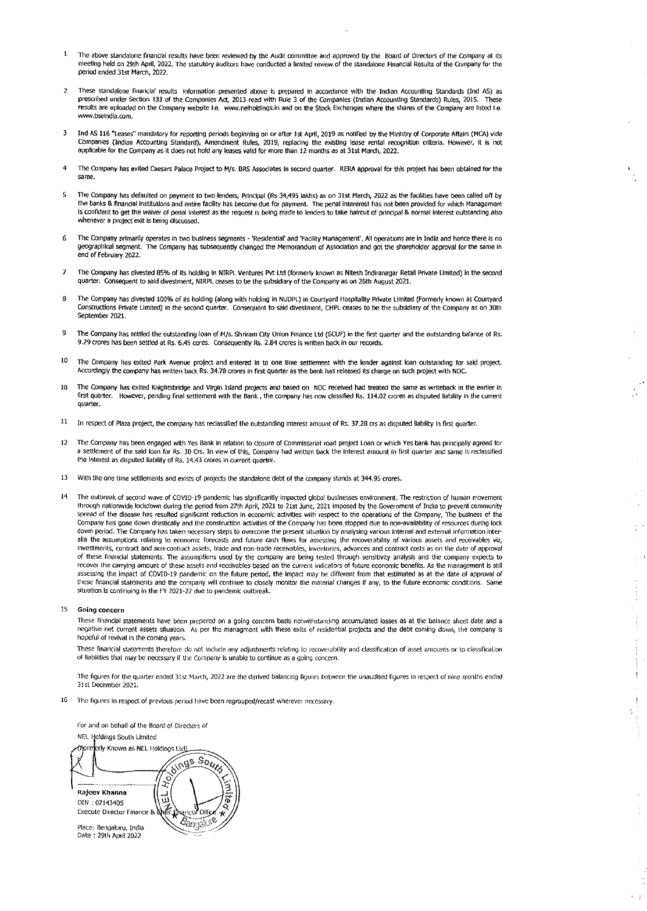1. The above standalone financial results have been reviewed by the Audit committee and approved by the Board of Directors of the Company at its meeting held on 29th April, 2022. The statutory auditors have conducted a limited review of the standalone Financial Results of the Company for the period ended 31st March, 2022.

2. These standalone financial results information presented above is prepared in accordance with the Indian Accounting Standards (Ind AS) as prescribed under Section 133 of the Companies Act, 2013 read with Rule 3 of the Companies (Indian Accounting Standards) Rules, 2015. These results are uploaded on the Company website i.e. www.nelholdings.in and on the Stock Exchanges where the shares of the Company are listed i.e. www.bseindia.com.

3. Ind AS 116 "Leases" mandatory for reporting periods beginning on or after 1st April, 2019 as notified by the Ministry of Corporate Affairs (MCA) vide Companies (Indian Accounting Standard), Amendment Rules, 2019, replacing the existing lease rental recognition criteria. However, it is not applicable for the Company as it does not hold any leases valid for more than 12 months as at 31st March, 2022.

4. The Company has exited Caesars Palace Project to M/s. BRS Associates in second quarter. RERA approval for this project has been obtained for the same.

5. The Company has defaulted on payment to two lenders, Principal (Rs 34,495 lakhs) as on 31st March, 2022 as the facilities have been called off by the banks & financial institutions and entire facility has become due for payment. The penal intereest has not been provided for which Management is confident to get the waiver of penal interest as the request is being made to lenders to take haircut of principal & normal interest outstanding also whenever a project exit is being discussed.

6. The Company primarily operates in two business segments - 'Residential' and 'Facility Management'. All operations are in India and hence there is no geographical segment. The Company has subsequently changed the Memorandum of Association and got the shareholder approval for the same in end of February 2022.

7. The Company has divested 85% of its holding in NIRPL Ventures Pvt Ltd (formerly known as Nitesh Indiranagar Retail Private Limited) in the second quarter. Consequent to said divestment, NIRPL ceases to be the subsidiary of the Company as on 26th August 2021.

8. The Company has divested 100% of its holding (along with holding in NUDPL) in Courtyard Hospitality Private Limited (Formerly known as Courtyard Constructions Private Limited) in the second quarter. Consequent to said divestment, CHPL ceases to be the subsidiary of the Company as on 30th September 2021.

9. The Company has settled the outstanding loan of M/s. Shriram City Union Finance Ltd (SCUF) in the first quarter and the outstanding balance of Rs. 9.29 crores has been settled at Rs. 6.45 cores. Consequently Rs. 2.84 crores is written back in our records.

10. The Company has exited Park Avenue project and entered in to one time settlement with the lender against loan outstanding for said project. Accordingly the company has written back Rs. 34.78 crores in first quarter as the bank has released its charge on such project with NOC.

10. The Company has exited Knightsbridge and Virgin Island projects and based on NOC received had treated the same as writeback in the earlier in first quarter. However, pending final settlement with the Bank , the company has now classified Rs. 114.02 crores as disputed liability in the current quarter.

11. In respect of Plaza project, the company has reclassified the outstanding interest amount of Rs. 37.28 crs as disputed liability in first quarter.

12. The Company has been engaged with Yes Bank in relation to closure of Commissariat road project Loan or which Yes bank has principally agreed for a settlement of the said loan for Rs. 30 Crs. In view of this, Company had written back the interest amount in first quarter and same is reclassified the interest as disputed liability of Rs. 14.43 crores in current quarter.

13. With the one time settlements and exists of projects the standalone debt of the company stands at 344.95 crores.

14. The outbreak of second wave of COVID-19 pandemic has significantly impacted global businesses environment. The restriction of human movement through nationwide lockdown during the period from 27th April, 2021 to 21st June, 2021 imposed by the Government of India to prevent community spread of the disease has resulted significant reduction in economic activities with respect to the operations of the Company, The business of the Company has gone down drastically and the construction activities of the Company has been stopped due to non-availability of resources during lock down period. The Company has taken necessary steps to overcome the present situation by analysing various internal and external information inter-alia the assumptions relating to economic forecasts and future cash flows for assessing the recoverability of various assets and receivables viz, investments, contract and non-contract assets, trade and non-trade receivables, inventories, advances and contract costs as on the date of approval of these financial statements. The assumptions used by the company are being tested through sensitivity analysis and the company expects to recover the carrying amount of these assets and receivables based on the current indicators of future economic benefits. As the management is still assessing the impact of COVID-19 pandemic on the future period, the impact may be different from that estimated as at the date of approval of these financial statements and the company will continue to closely monitor the material changes if any, to the future economic conditions. Same situation is continuing in the FY 2021-22 due to pandemic outbreak.

15. **Going concern**

    These financial statements have been prepared on a going concern basis notwithstanding accumulated losses as at the balance sheet date and a negative net current assets situation. As per the managment with these exits of residential projects and the debt coming down, the company is hopeful of revival in the coming years.

    These financial statements therefore do not include any adjustments relating to recoverability and classification of asset amounts or to classification of liabilities that may be necessary if the Company is unable to continue as a going concern.

    The figures for the quarter ended 31st March, 2022 are the derived balancing figures between the unaudited figures in respect of nine months ended 31st December 2021.

16. The figures in respect of previous period have been regrouped/recast wherever necessary.

For and on behalf of the Board of Directors of
NEL Holdings South Limited
(formerly Known as NEL Holdings Ltd)

**Rajeev Khanna**
DIN : 07143405
Execute Director Finance & Chief Financial Officer

Place: Bengaluru, India
Date : 29th April 2022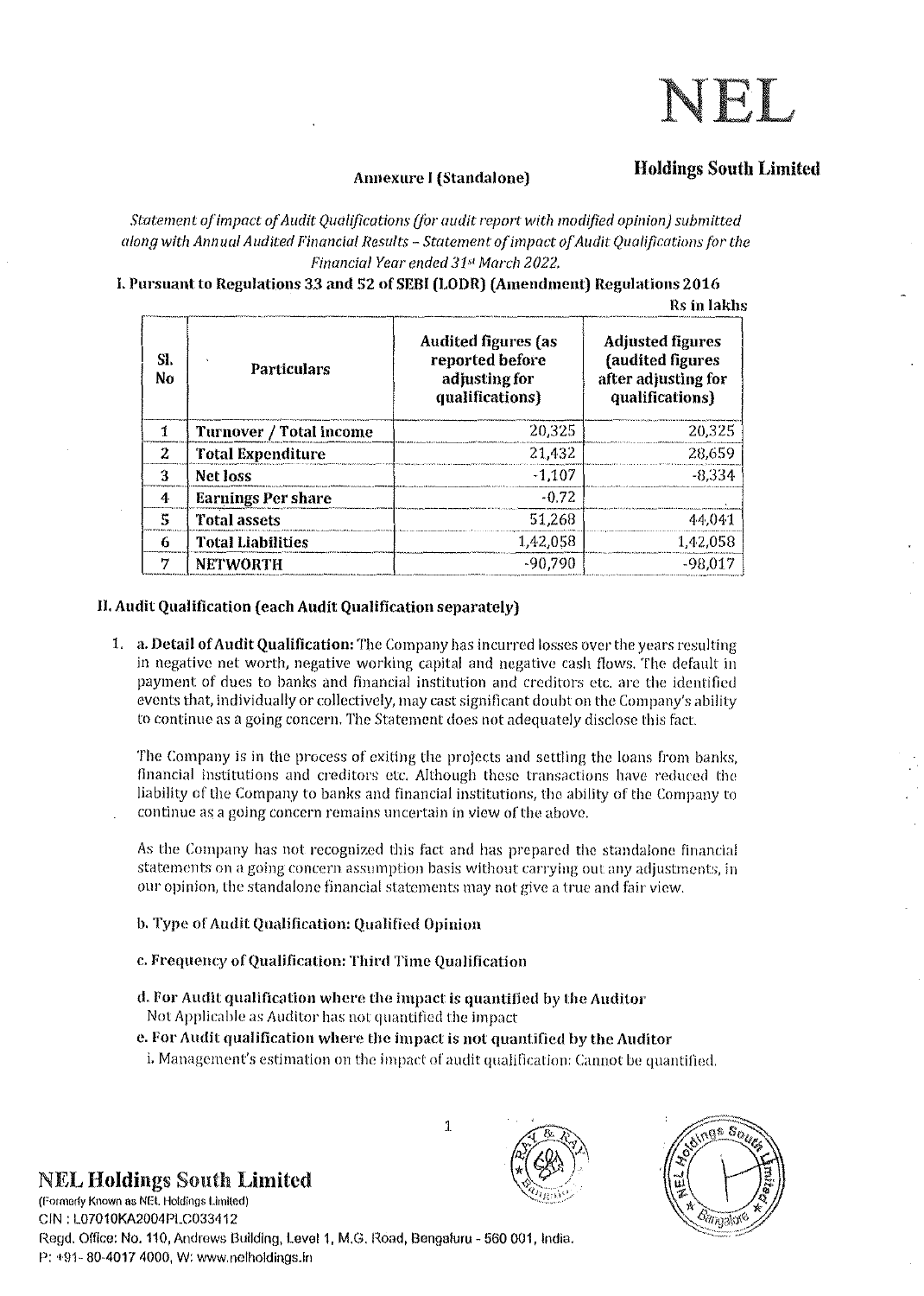# NEL

**Holdings South Limited**

**Annexure I (Standalone)**

*Statement of impact of Audit Qualifications (for audit report with modified opinion) submitted along with Annual Audited Financial Results – Statement of impact of Audit Qualifications for the Financial Year ended 31st March 2022.*

**I. Pursuant to Regulations 33 and 52 of SEBI (LODR) (Amendment) Regulations 2016**

Rs in lakhs

| Sl. No | Particulars | Audited figures (as reported before adjusting for qualifications) | Adjusted figures (audited figures after adjusting for qualifications) |
|---|---|---|---|
| 1 | **Turnover / Total income** | 20,325 | 20,325 |
| 2 | **Total Expenditure** | 21,432 | 28,659 |
| 3 | **Net loss** | -1,107 | -8,334 |
| 4 | **Earnings Per share** | -0.72 | |
| 5 | **Total assets** | 51,268 | 44,041 |
| 6 | **Total Liabilities** | 1,42,058 | 1,42,058 |
| 7 | **NETWORTH** | -90,790 | -98,017 |

**II. Audit Qualification (each Audit Qualification separately)**

1. **a. Detail of Audit Qualification:** The Company has incurred losses over the years resulting in negative net worth, negative working capital and negative cash flows. The default in payment of dues to banks and financial institution and creditors etc. are the identified events that, individually or collectively, may cast significant doubt on the Company's ability to continue as a going concern. The Statement does not adequately disclose this fact.

   The Company is in the process of exiting the projects and settling the loans from banks, financial institutions and creditors etc. Although these transactions have reduced the liability of the Company to banks and financial institutions, the ability of the Company to continue as a going concern remains uncertain in view of the above.

   As the Company has not recognized this fact and has prepared the standalone financial statements on a going concern assumption basis without carrying out any adjustments, in our opinion, the standalone financial statements may not give a true and fair view.

   **b. Type of Audit Qualification: Qualified Opinion**

   **c. Frequency of Qualification: Third Time Qualification**

   **d. For Audit qualification where the impact is quantified by the Auditor**
   Not Applicable as Auditor has not quantified the impact

   **e. For Audit qualification where the impact is not quantified by the Auditor**
   i. Management's estimation on the impact of audit qualification: Cannot be quantified.

**NEL Holdings South Limited**
(Formerly Known as NEL Holdings Limited)
CIN : L07010KA2004PLC033412
Regd. Office: No. 110, Andrews Building, Level 1, M.G. Road, Bengaluru - 560 001, India.
P: +91- 80-4017 4000, W: www.nelholdings.in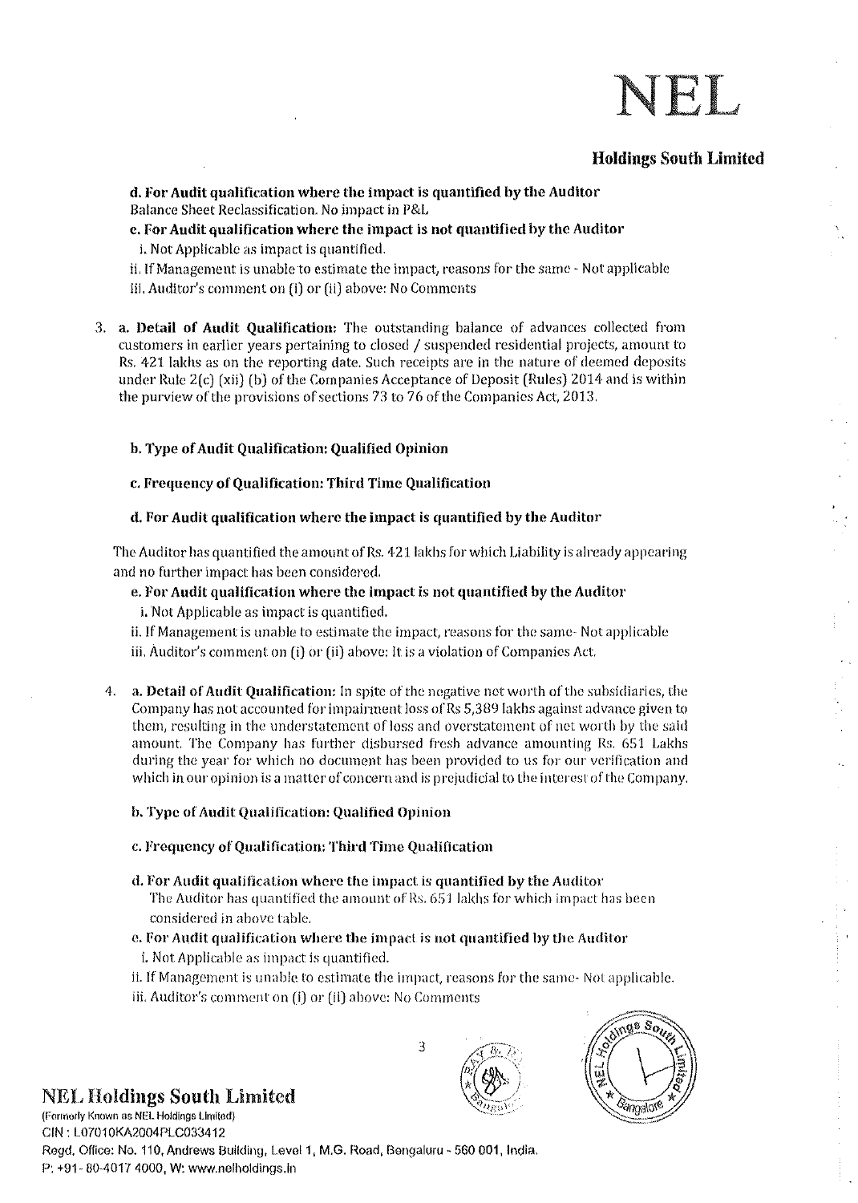**d. For Audit qualification where the impact is quantified by the Auditor**
Balance Sheet Reclassification. No impact in P&L

**e. For Audit qualification where the impact is not quantified by the Auditor**

i. Not Applicable as impact is quantified.

ii. If Management is unable to estimate the impact, reasons for the same - Not applicable

iii. Auditor's comment on (i) or (ii) above: No Comments

3. **a. Detail of Audit Qualification:** The outstanding balance of advances collected from customers in earlier years pertaining to closed / suspended residential projects, amount to Rs. 421 lakhs as on the reporting date. Such receipts are in the nature of deemed deposits under Rule 2(c) (xii) (b) of the Companies Acceptance of Deposit (Rules) 2014 and is within the purview of the provisions of sections 73 to 76 of the Companies Act, 2013.

**b. Type of Audit Qualification: Qualified Opinion**

**c. Frequency of Qualification: Third Time Qualification**

**d. For Audit qualification where the impact is quantified by the Auditor**

The Auditor has quantified the amount of Rs. 421 lakhs for which Liability is already appearing and no further impact has been considered.

**e. For Audit qualification where the impact is not quantified by the Auditor**

i. Not Applicable as impact is quantified.

ii. If Management is unable to estimate the impact, reasons for the same- Not applicable

iii. Auditor's comment on (i) or (ii) above: It is a violation of Companies Act.

4. **a. Detail of Audit Qualification:** In spite of the negative net worth of the subsidiaries, the Company has not accounted for impairment loss of Rs 5,389 lakhs against advance given to them, resulting in the understatement of loss and overstatement of net worth by the said amount. The Company has further disbursed fresh advance amounting Rs. 651 Lakhs during the year for which no document has been provided to us for our verification and which in our opinion is a matter of concern and is prejudicial to the interest of the Company.

**b. Type of Audit Qualification: Qualified Opinion**

**c. Frequency of Qualification: Third Time Qualification**

**d. For Audit qualification where the impact is quantified by the Auditor**
The Auditor has quantified the amount of Rs. 651 lakhs for which impact has been considered in above table.

**e. For Audit qualification where the impact is not quantified by the Auditor**

i. Not Applicable as impact is quantified.

ii. If Management is unable to estimate the impact, reasons for the same- Not applicable.

iii. Auditor's comment on (i) or (ii) above: No Comments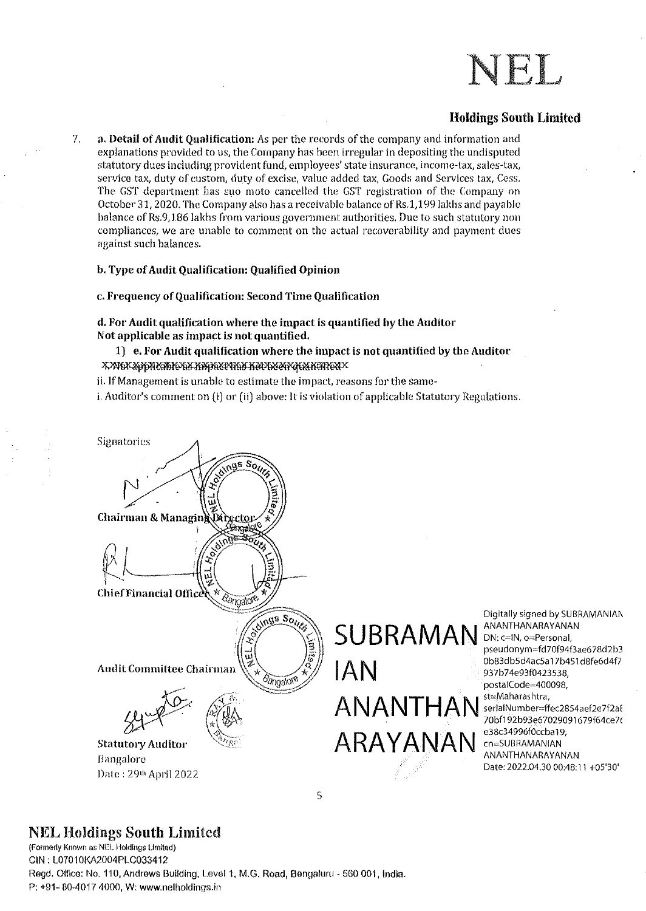7. **a. Detail of Audit Qualification:** As per the records of the company and information and explanations provided to us, the Company has been irregular in depositing the undisputed statutory dues including provident fund, employees' state insurance, income-tax, sales-tax, service tax, duty of custom, duty of excise, value added tax, Goods and Services tax, Cess. The GST department has suo moto cancelled the GST registration of the Company on October 31, 2020. The Company also has a receivable balance of Rs.1,199 lakhs and payable balance of Rs.9,186 lakhs from various government authorities. Due to such statutory non compliances, we are unable to comment on the actual recoverability and payment dues against such balances.

   **b. Type of Audit Qualification: Qualified Opinion**

   **c. Frequency of Qualification: Second Time Qualification**

   **d. For Audit qualification where the impact is quantified by the Auditor**
   **Not applicable as impact is not quantified.**

   1) **e. For Audit qualification where the impact is not quantified by the Auditor**
   ~~i. Not applicable as impact has not been quantified~~

   ii. If Management is unable to estimate the impact, reasons for the same-

   i. Auditor's comment on (i) or (ii) above: It is violation of applicable Statutory Regulations.

Signatories

Chairman & Managing Director

Chief Financial Officer

Audit Committee Chairman

Statutory Auditor
Bangalore
Date : 29th April 2022

SUBRAMANIAN ANANTHANARAYANAN

Digitally signed by SUBRAMANIAN ANANTHANARAYANAN
DN: c=IN, o=Personal, pseudonym=fd70f94f3ae678d2b30b83db5d4ac5a17b451d8fe6d4f7937b74e93f0423538, postalCode=400098, st=Maharashtra, serialNumber=ffec2854aef2e7f2a670bf192b93e67029091679f64ce7ce38c34996f0ccba19, cn=SUBRAMANIAN ANANTHANARAYANAN
Date: 2022.04.30 00:48:11 +05'30'

**NEL Holdings South Limited**
(Formerly Known as NEL Holdings Limited)
CIN : L07010KA2004PLC033412
Regd. Office: No. 110, Andrews Building, Level 1, M.G. Road, Bengaluru - 560 001, India.
P: +91- 80-4017 4000, W: www.nelholdings.in